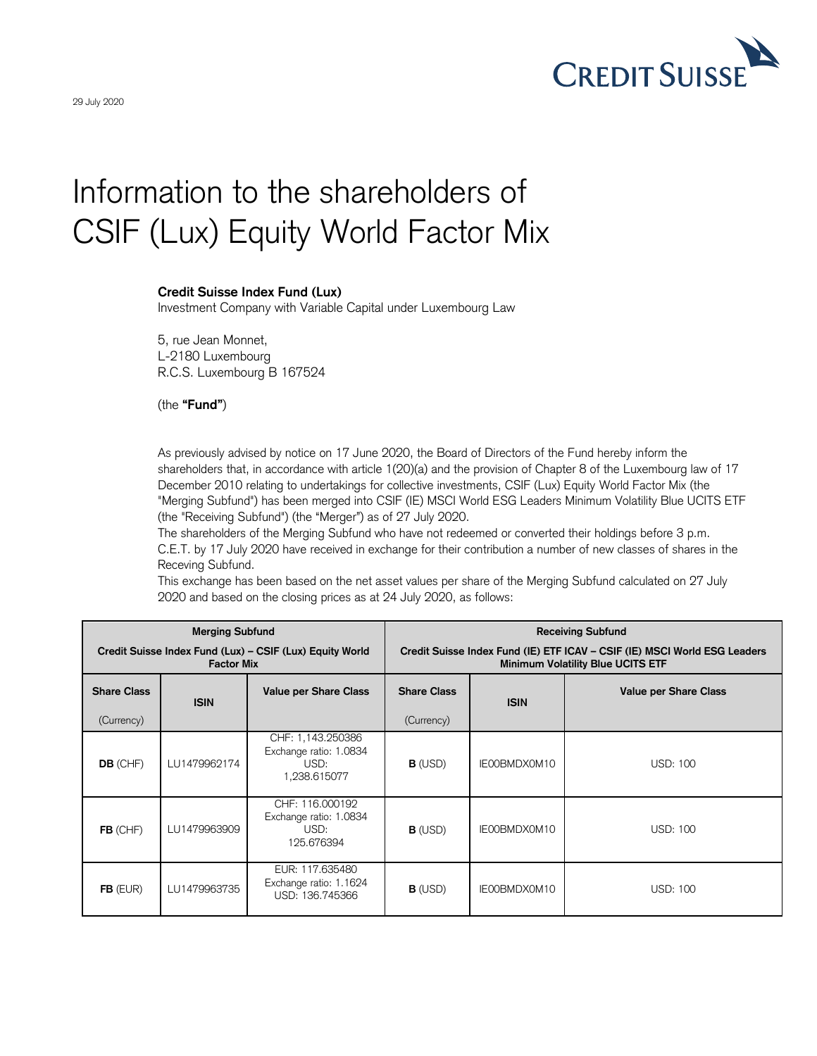29 July 2020

# Information to the shareholders of CSIF (Lux) Equity World Factor Mix

**Credit Suisse Index Fund (Lux)**
Investment Company with Variable Capital under Luxembourg Law

5, rue Jean Monnet,
L-2180 Luxembourg
R.C.S. Luxembourg B 167524

(the **"Fund"**)

As previously advised by notice on 17 June 2020, the Board of Directors of the Fund hereby inform the shareholders that, in accordance with article 1(20)(a) and the provision of Chapter 8 of the Luxembourg law of 17 December 2010 relating to undertakings for collective investments, CSIF (Lux) Equity World Factor Mix (the "Merging Subfund") has been merged into CSIF (IE) MSCI World ESG Leaders Minimum Volatility Blue UCITS ETF (the "Receiving Subfund") (the "Merger") as of 27 July 2020.
The shareholders of the Merging Subfund who have not redeemed or converted their holdings before 3 p.m. C.E.T. by 17 July 2020 have received in exchange for their contribution a number of new classes of shares in the Receving Subfund.
This exchange has been based on the net asset values per share of the Merging Subfund calculated on 27 July 2020 and based on the closing prices as at 24 July 2020, as follows:

| **Merging Subfund** Credit Suisse Index Fund (Lux) – CSIF (Lux) Equity World Factor Mix | | | **Receiving Subfund** Credit Suisse Index Fund (IE) ETF ICAV – CSIF (IE) MSCI World ESG Leaders Minimum Volatility Blue UCITS ETF | | |
|---|---|---|---|---|---|
| **Share Class** (Currency) | **ISIN** | **Value per Share Class** | **Share Class** (Currency) | **ISIN** | **Value per Share Class** |
| **DB** (CHF) | LU1479962174 | CHF: 1,143.250386 Exchange ratio: 1.0834 USD: 1,238.615077 | **B** (USD) | IE00BMDX0M10 | USD: 100 |
| **FB** (CHF) | LU1479963909 | CHF: 116.000192 Exchange ratio: 1.0834 USD: 125.676394 | **B** (USD) | IE00BMDX0M10 | USD: 100 |
| **FB** (EUR) | LU1479963735 | EUR: 117.635480 Exchange ratio: 1.1624 USD: 136.745366 | **B** (USD) | IE00BMDX0M10 | USD: 100 |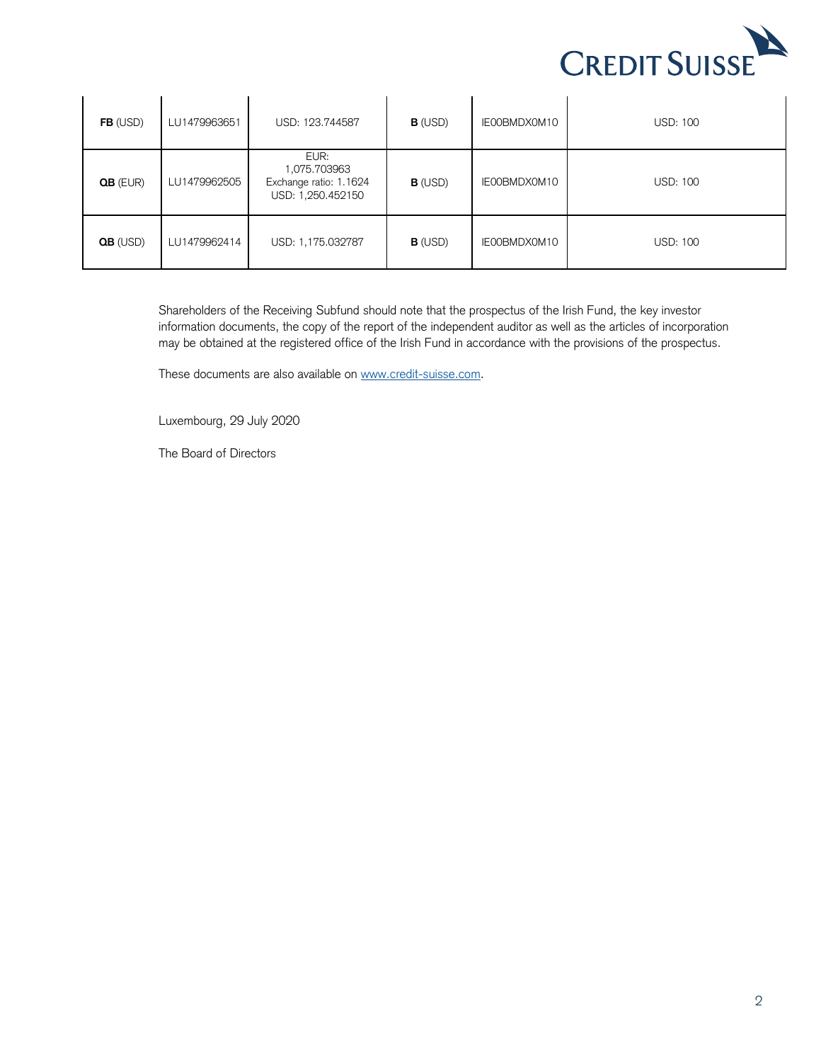| | | | | | |
|---|---|---|---|---|---|
| **FB** (USD) | LU1479963651 | USD: 123.744587 | **B** (USD) | IE00BMDX0M10 | USD: 100 |
| **QB** (EUR) | LU1479962505 | EUR: 1,075.703963 Exchange ratio: 1.1624 USD: 1,250.452150 | **B** (USD) | IE00BMDX0M10 | USD: 100 |
| **QB** (USD) | LU1479962414 | USD: 1,175.032787 | **B** (USD) | IE00BMDX0M10 | USD: 100 |

Shareholders of the Receiving Subfund should note that the prospectus of the Irish Fund, the key investor information documents, the copy of the report of the independent auditor as well as the articles of incorporation may be obtained at the registered office of the Irish Fund in accordance with the provisions of the prospectus.

These documents are also available on www.credit-suisse.com.

Luxembourg, 29 July 2020

The Board of Directors